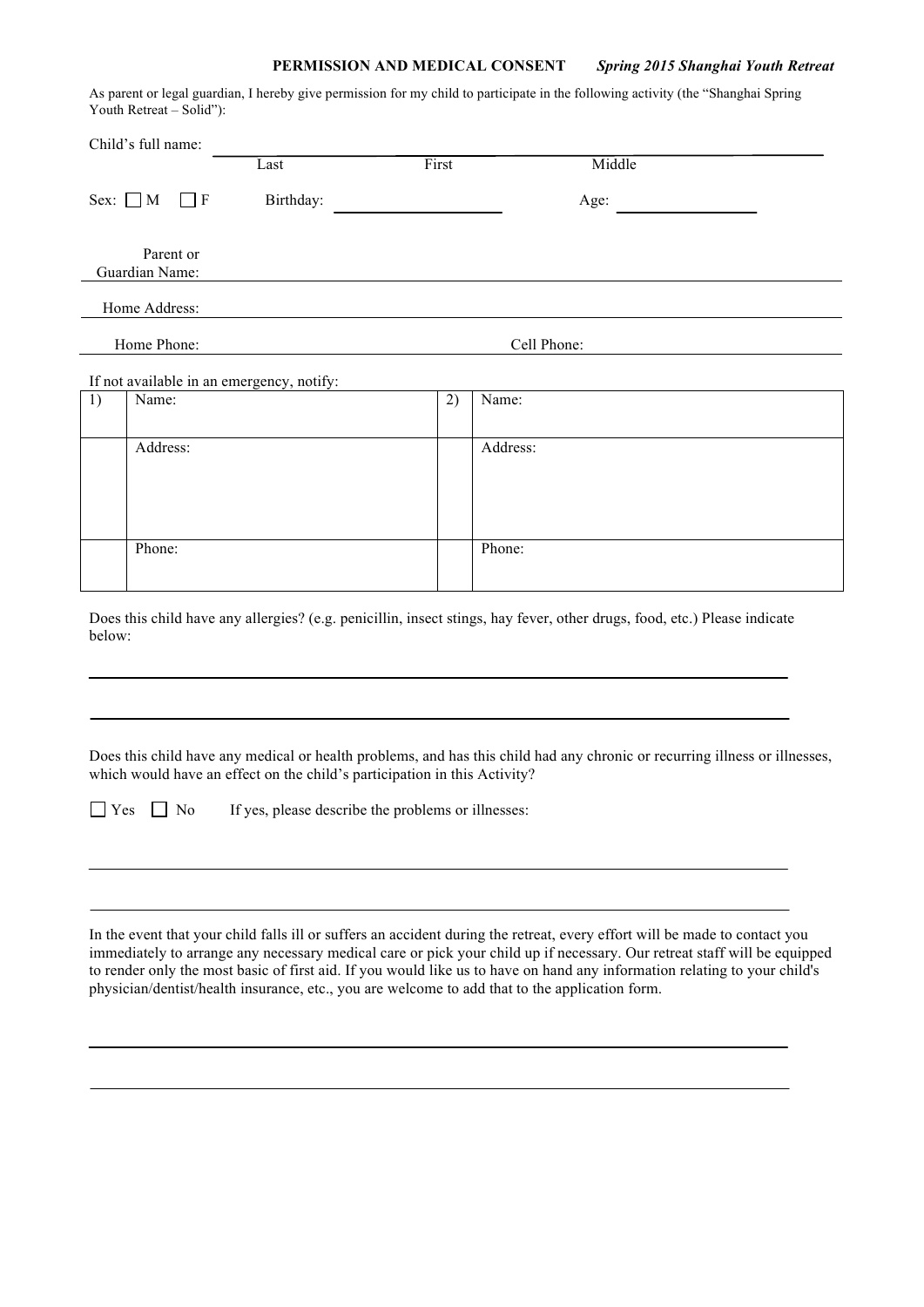**PERMISSION AND MEDICAL CONSENT** ***Spring 2015 Shanghai Youth Retreat***

As parent or legal guardian, I hereby give permission for my child to participate in the following activity (the "Shanghai Spring Youth Retreat – Solid"):

Child's full name: ______________________________________________
Last First Middle

Sex: ☐ M ☐ F Birthday: ____________________ Age: ________________

Parent or Guardian Name: ______________________________________________

Home Address: ______________________________________________

Home Phone: ______________________ Cell Phone: ______________________

If not available in an emergency, notify:

| 1) | Name: | 2) | Name: |
|---|---|---|---|
| | Address: | | Address: |
| | Phone: | | Phone: |

Does this child have any allergies? (e.g. penicillin, insect stings, hay fever, other drugs, food, etc.) Please indicate below:

______________________________________________

______________________________________________

Does this child have any medical or health problems, and has this child had any chronic or recurring illness or illnesses, which would have an effect on the child's participation in this Activity?

☐ Yes ☐ No If yes, please describe the problems or illnesses:

______________________________________________

______________________________________________

In the event that your child falls ill or suffers an accident during the retreat, every effort will be made to contact you immediately to arrange any necessary medical care or pick your child up if necessary. Our retreat staff will be equipped to render only the most basic of first aid. If you would like us to have on hand any information relating to your child's physician/dentist/health insurance, etc., you are welcome to add that to the application form.

______________________________________________

______________________________________________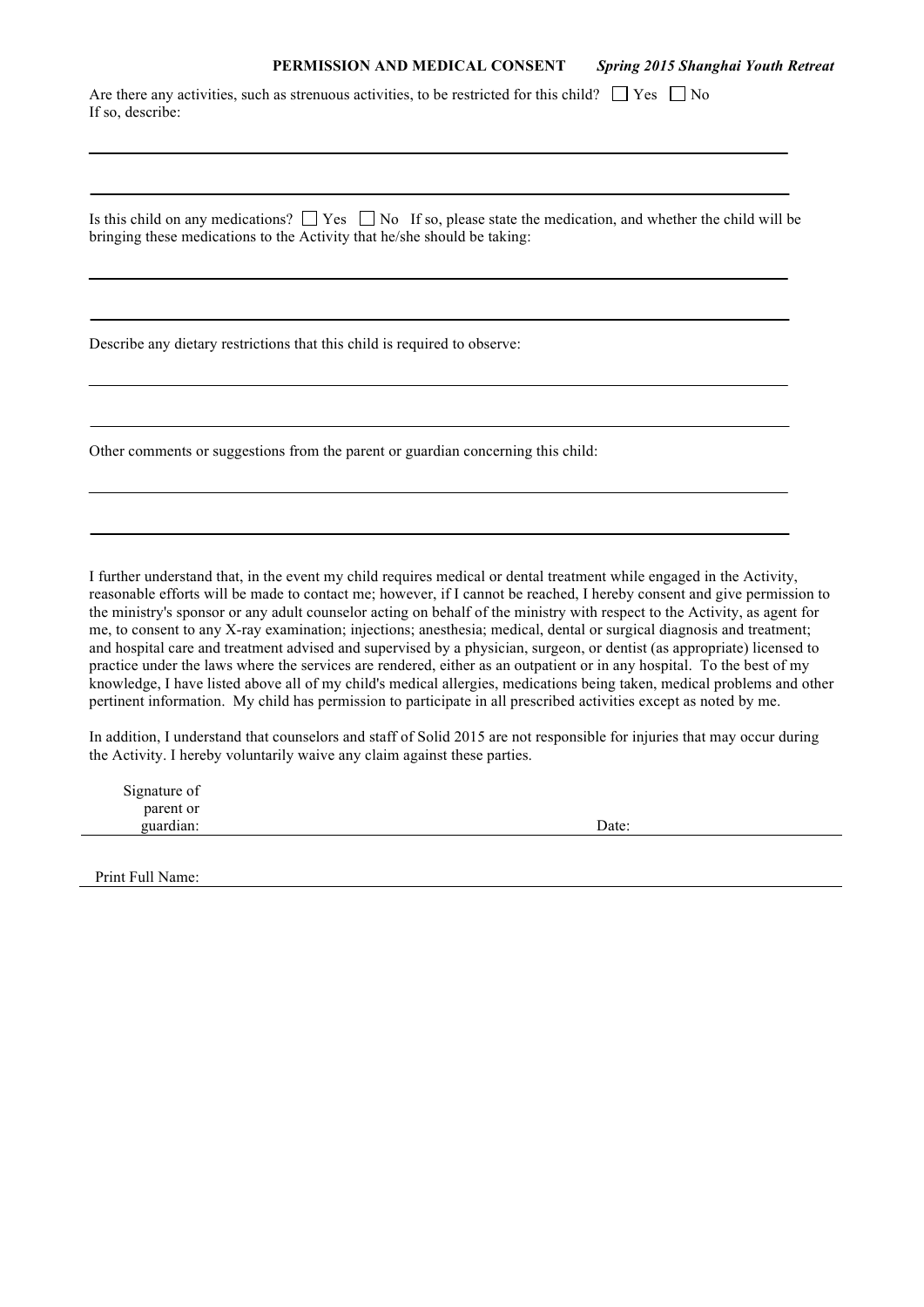**PERMISSION AND MEDICAL CONSENT** ***Spring 2015 Shanghai Youth Retreat***

Are there any activities, such as strenuous activities, to be restricted for this child? ☐ Yes ☐ No
If so, describe:

\_\_\_\_\_\_\_\_\_\_\_\_\_\_\_\_\_\_\_\_\_\_\_\_\_\_\_\_\_\_\_\_\_\_\_\_\_\_\_\_\_\_\_\_\_\_\_\_\_\_\_\_\_\_\_\_\_\_\_\_\_\_\_\_\_\_\_\_\_\_\_\_

\_\_\_\_\_\_\_\_\_\_\_\_\_\_\_\_\_\_\_\_\_\_\_\_\_\_\_\_\_\_\_\_\_\_\_\_\_\_\_\_\_\_\_\_\_\_\_\_\_\_\_\_\_\_\_\_\_\_\_\_\_\_\_\_\_\_\_\_\_\_\_\_

Is this child on any medications? ☐ Yes ☐ No If so, please state the medication, and whether the child will be bringing these medications to the Activity that he/she should be taking:

\_\_\_\_\_\_\_\_\_\_\_\_\_\_\_\_\_\_\_\_\_\_\_\_\_\_\_\_\_\_\_\_\_\_\_\_\_\_\_\_\_\_\_\_\_\_\_\_\_\_\_\_\_\_\_\_\_\_\_\_\_\_\_\_\_\_\_\_\_\_\_\_

\_\_\_\_\_\_\_\_\_\_\_\_\_\_\_\_\_\_\_\_\_\_\_\_\_\_\_\_\_\_\_\_\_\_\_\_\_\_\_\_\_\_\_\_\_\_\_\_\_\_\_\_\_\_\_\_\_\_\_\_\_\_\_\_\_\_\_\_\_\_\_\_

Describe any dietary restrictions that this child is required to observe:

\_\_\_\_\_\_\_\_\_\_\_\_\_\_\_\_\_\_\_\_\_\_\_\_\_\_\_\_\_\_\_\_\_\_\_\_\_\_\_\_\_\_\_\_\_\_\_\_\_\_\_\_\_\_\_\_\_\_\_\_\_\_\_\_\_\_\_\_\_\_\_\_

\_\_\_\_\_\_\_\_\_\_\_\_\_\_\_\_\_\_\_\_\_\_\_\_\_\_\_\_\_\_\_\_\_\_\_\_\_\_\_\_\_\_\_\_\_\_\_\_\_\_\_\_\_\_\_\_\_\_\_\_\_\_\_\_\_\_\_\_\_\_\_\_

Other comments or suggestions from the parent or guardian concerning this child:

\_\_\_\_\_\_\_\_\_\_\_\_\_\_\_\_\_\_\_\_\_\_\_\_\_\_\_\_\_\_\_\_\_\_\_\_\_\_\_\_\_\_\_\_\_\_\_\_\_\_\_\_\_\_\_\_\_\_\_\_\_\_\_\_\_\_\_\_\_\_\_\_

\_\_\_\_\_\_\_\_\_\_\_\_\_\_\_\_\_\_\_\_\_\_\_\_\_\_\_\_\_\_\_\_\_\_\_\_\_\_\_\_\_\_\_\_\_\_\_\_\_\_\_\_\_\_\_\_\_\_\_\_\_\_\_\_\_\_\_\_\_\_\_\_

I further understand that, in the event my child requires medical or dental treatment while engaged in the Activity, reasonable efforts will be made to contact me; however, if I cannot be reached, I hereby consent and give permission to the ministry's sponsor or any adult counselor acting on behalf of the ministry with respect to the Activity, as agent for me, to consent to any X-ray examination; injections; anesthesia; medical, dental or surgical diagnosis and treatment; and hospital care and treatment advised and supervised by a physician, surgeon, or dentist (as appropriate) licensed to practice under the laws where the services are rendered, either as an outpatient or in any hospital. To the best of my knowledge, I have listed above all of my child's medical allergies, medications being taken, medical problems and other pertinent information. My child has permission to participate in all prescribed activities except as noted by me.

In addition, I understand that counselors and staff of Solid 2015 are not responsible for injuries that may occur during the Activity. I hereby voluntarily waive any claim against these parties.

Signature of parent or guardian: \_\_\_\_\_\_\_\_\_\_\_\_\_\_\_\_\_\_\_\_\_\_\_\_\_\_\_\_\_\_\_\_ Date: \_\_\_\_\_\_\_\_\_\_\_\_\_\_\_\_

Print Full Name: \_\_\_\_\_\_\_\_\_\_\_\_\_\_\_\_\_\_\_\_\_\_\_\_\_\_\_\_\_\_\_\_\_\_\_\_\_\_\_\_\_\_\_\_\_\_\_\_